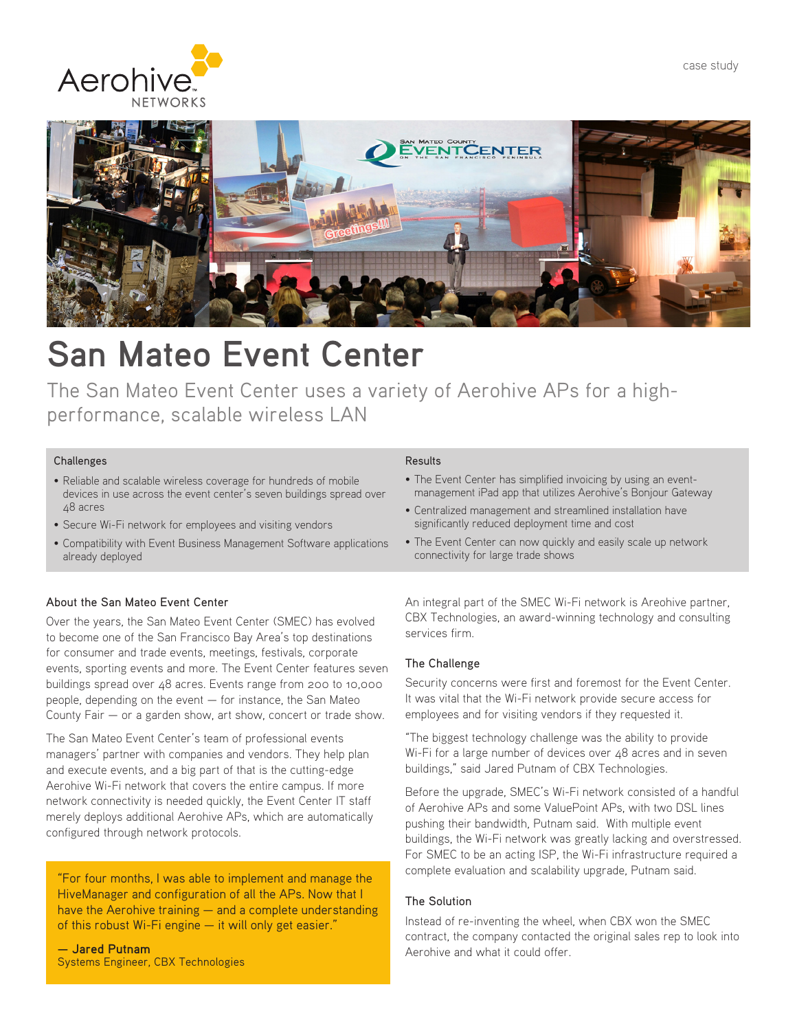# San Mateo Event Center

The San Mateo Event Center uses a variety of Aerohive APs for a high-performance, scalable wireless LAN

### Challenges

- Reliable and scalable wireless coverage for hundreds of mobile devices in use across the event center's seven buildings spread over 48 acres
- Secure Wi-Fi network for employees and visiting vendors
- Compatibility with Event Business Management Software applications already deployed

### Results

- The Event Center has simplified invoicing by using an event-management iPad app that utilizes Aerohive's Bonjour Gateway
- Centralized management and streamlined installation have significantly reduced deployment time and cost
- The Event Center can now quickly and easily scale up network connectivity for large trade shows

### About the San Mateo Event Center

Over the years, the San Mateo Event Center (SMEC) has evolved to become one of the San Francisco Bay Area's top destinations for consumer and trade events, meetings, festivals, corporate events, sporting events and more. The Event Center features seven buildings spread over 48 acres. Events range from 200 to 10,000 people, depending on the event — for instance, the San Mateo County Fair — or a garden show, art show, concert or trade show.

The San Mateo Event Center's team of professional events managers' partner with companies and vendors. They help plan and execute events, and a big part of that is the cutting-edge Aerohive Wi-Fi network that covers the entire campus. If more network connectivity is needed quickly, the Event Center IT staff merely deploys additional Aerohive APs, which are automatically configured through network protocols.

> "For four months, I was able to implement and manage the HiveManager and configuration of all the APs. Now that I have the Aerohive training — and a complete understanding of this robust Wi-Fi engine — it will only get easier."
>
> **— Jared Putnam**
> Systems Engineer, CBX Technologies

An integral part of the SMEC Wi-Fi network is Areohive partner, CBX Technologies, an award-winning technology and consulting services firm.

### The Challenge

Security concerns were first and foremost for the Event Center. It was vital that the Wi-Fi network provide secure access for employees and for visiting vendors if they requested it.

"The biggest technology challenge was the ability to provide Wi-Fi for a large number of devices over 48 acres and in seven buildings," said Jared Putnam of CBX Technologies.

Before the upgrade, SMEC's Wi-Fi network consisted of a handful of Aerohive APs and some ValuePoint APs, with two DSL lines pushing their bandwidth, Putnam said. With multiple event buildings, the Wi-Fi network was greatly lacking and overstressed. For SMEC to be an acting ISP, the Wi-Fi infrastructure required a complete evaluation and scalability upgrade, Putnam said.

### The Solution

Instead of re-inventing the wheel, when CBX won the SMEC contract, the company contacted the original sales rep to look into Aerohive and what it could offer.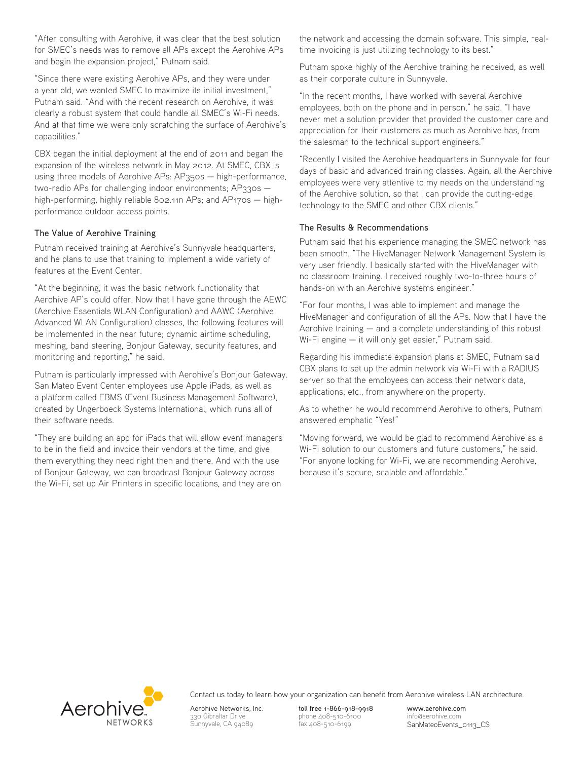"After consulting with Aerohive, it was clear that the best solution for SMEC's needs was to remove all APs except the Aerohive APs and begin the expansion project," Putnam said.

"Since there were existing Aerohive APs, and they were under a year old, we wanted SMEC to maximize its initial investment," Putnam said. "And with the recent research on Aerohive, it was clearly a robust system that could handle all SMEC's Wi-Fi needs. And at that time we were only scratching the surface of Aerohive's capabilities."

CBX began the initial deployment at the end of 2011 and began the expansion of the wireless network in May 2012. At SMEC, CBX is using three models of Aerohive APs: AP350s — high-performance, two-radio APs for challenging indoor environments; AP330s — high-performing, highly reliable 802.11n APs; and AP170s — high-performance outdoor access points.

### The Value of Aerohive Training

Putnam received training at Aerohive's Sunnyvale headquarters, and he plans to use that training to implement a wide variety of features at the Event Center.

"At the beginning, it was the basic network functionality that Aerohive AP's could offer. Now that I have gone through the AEWC (Aerohive Essentials WLAN Configuration) and AAWC (Aerohive Advanced WLAN Configuration) classes, the following features will be implemented in the near future; dynamic airtime scheduling, meshing, band steering, Bonjour Gateway, security features, and monitoring and reporting," he said.

Putnam is particularly impressed with Aerohive's Bonjour Gateway. San Mateo Event Center employees use Apple iPads, as well as a platform called EBMS (Event Business Management Software), created by Ungerboeck Systems International, which runs all of their software needs.

"They are building an app for iPads that will allow event managers to be in the field and invoice their vendors at the time, and give them everything they need right then and there. And with the use of Bonjour Gateway, we can broadcast Bonjour Gateway across the Wi-Fi, set up Air Printers in specific locations, and they are on the network and accessing the domain software. This simple, real-time invoicing is just utilizing technology to its best."

Putnam spoke highly of the Aerohive training he received, as well as their corporate culture in Sunnyvale.

"In the recent months, I have worked with several Aerohive employees, both on the phone and in person," he said. "I have never met a solution provider that provided the customer care and appreciation for their customers as much as Aerohive has, from the salesman to the technical support engineers."

"Recently I visited the Aerohive headquarters in Sunnyvale for four days of basic and advanced training classes. Again, all the Aerohive employees were very attentive to my needs on the understanding of the Aerohive solution, so that I can provide the cutting-edge technology to the SMEC and other CBX clients."

### The Results & Recommendations

Putnam said that his experience managing the SMEC network has been smooth. "The HiveManager Network Management System is very user friendly. I basically started with the HiveManager with no classroom training. I received roughly two-to-three hours of hands-on with an Aerohive systems engineer."

"For four months, I was able to implement and manage the HiveManager and configuration of all the APs. Now that I have the Aerohive training — and a complete understanding of this robust Wi-Fi engine — it will only get easier," Putnam said.

Regarding his immediate expansion plans at SMEC, Putnam said CBX plans to set up the admin network via Wi-Fi with a RADIUS server so that the employees can access their network data, applications, etc., from anywhere on the property.

As to whether he would recommend Aerohive to others, Putnam answered emphatic "Yes!"

"Moving forward, we would be glad to recommend Aerohive as a Wi-Fi solution to our customers and future customers," he said. "For anyone looking for Wi-Fi, we are recommending Aerohive, because it's secure, scalable and affordable."

Contact us today to learn how your organization can benefit from Aerohive wireless LAN architecture.

Aerohive Networks, Inc.
330 Gibraltar Drive
Sunnyvale, CA 94089

toll free 1-866-918-9918
phone 408-510-6100
fax 408-510-6199

www.aerohive.com
info@aerohive.com
SanMateoEvents_0113_CS